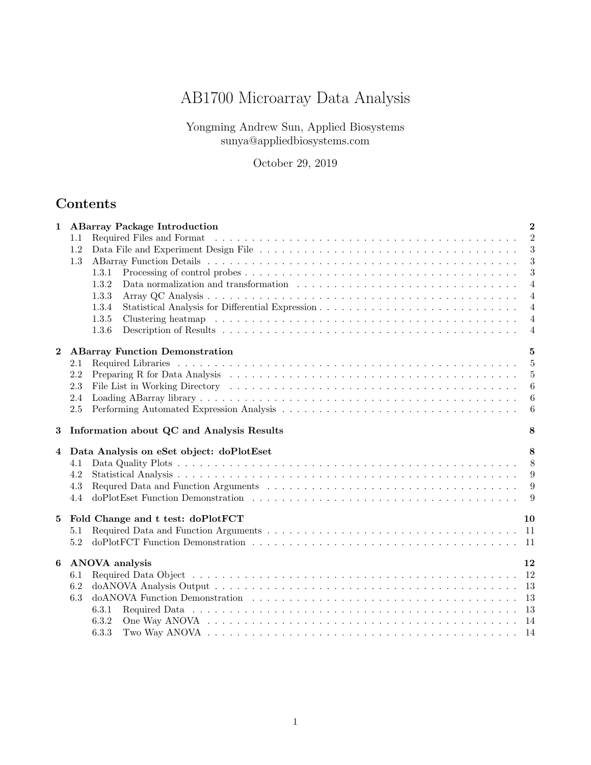# AB1700 Microarray Data Analysis

Yongming Andrew Sun, Applied Biosystems
sunya@appliedbiosystems.com

October 29, 2019

## Contents

- **1 ABarray Package Introduction** — 2
  - 1.1 Required Files and Format — 2
  - 1.2 Data File and Experiment Design File — 3
  - 1.3 ABarray Function Details — 3
    - 1.3.1 Processing of control probes — 3
    - 1.3.2 Data normalization and transformation — 4
    - 1.3.3 Array QC Analysis — 4
    - 1.3.4 Statistical Analysis for Differential Expression — 4
    - 1.3.5 Clustering heatmap — 4
    - 1.3.6 Description of Results — 4
- **2 ABarray Function Demonstration** — 5
  - 2.1 Required Libraries — 5
  - 2.2 Preparing R for Data Analysis — 5
  - 2.3 File List in Working Directory — 6
  - 2.4 Loading ABarray library — 6
  - 2.5 Performing Automated Expression Analysis — 6
- **3 Information about QC and Analysis Results** — 8
- **4 Data Analysis on eSet object: doPlotEset** — 8
  - 4.1 Data Quality Plots — 8
  - 4.2 Statistical Analysis — 9
  - 4.3 Requred Data and Function Arguments — 9
  - 4.4 doPlotEset Function Demonstration — 9
- **5 Fold Change and t test: doPlotFCT** — 10
  - 5.1 Required Data and Function Arguments — 11
  - 5.2 doPlotFCT Function Demonstration — 11
- **6 ANOVA analysis** — 12
  - 6.1 Required Data Object — 12
  - 6.2 doANOVA Analysis Output — 13
  - 6.3 doANOVA Function Demonstration — 13
    - 6.3.1 Required Data — 13
    - 6.3.2 One Way ANOVA — 14
    - 6.3.3 Two Way ANOVA — 14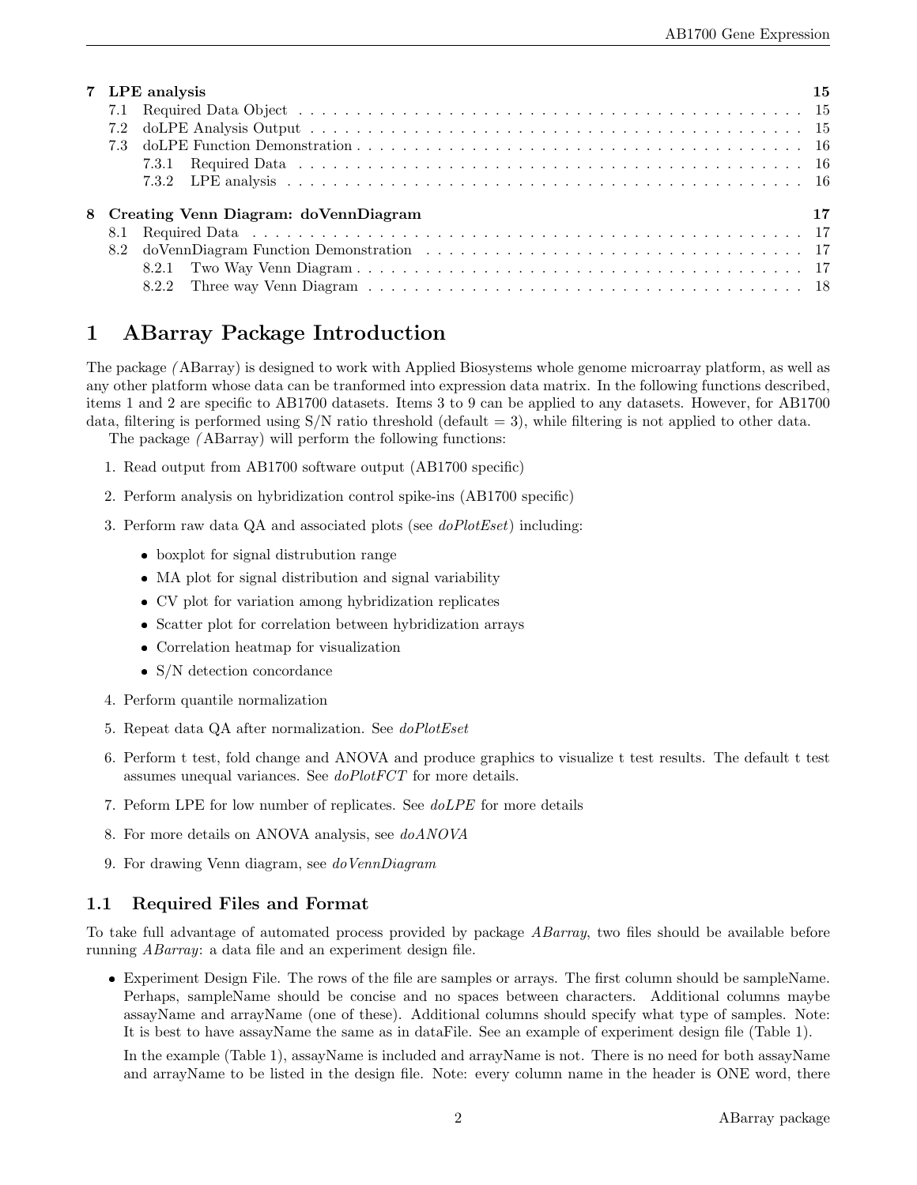**7 LPE analysis** 15
- 7.1 Required Data Object . . . . . 15
- 7.2 doLPE Analysis Output . . . . . 15
- 7.3 doLPE Function Demonstration . . . . . 16
  - 7.3.1 Required Data . . . . . 16
  - 7.3.2 LPE analysis . . . . . 16

**8 Creating Venn Diagram: doVennDiagram** 17
- 8.1 Required Data . . . . . 17
- 8.2 doVennDiagram Function Demonstration . . . . . 17
  - 8.2.1 Two Way Venn Diagram . . . . . 17
  - 8.2.2 Three way Venn Diagram . . . . . 18

# 1 ABarray Package Introduction

The package *(*ABarray) is designed to work with Applied Biosystems whole genome microarray platform, as well as any other platform whose data can be tranformed into expression data matrix. In the following functions described, items 1 and 2 are specific to AB1700 datasets. Items 3 to 9 can be applied to any datasets. However, for AB1700 data, filtering is performed using S/N ratio threshold (default = 3), while filtering is not applied to other data.

The package *(*ABarray) will perform the following functions:

1. Read output from AB1700 software output (AB1700 specific)
2. Perform analysis on hybridization control spike-ins (AB1700 specific)
3. Perform raw data QA and associated plots (see *doPlotEset*) including:
   - boxplot for signal distrubution range
   - MA plot for signal distribution and signal variability
   - CV plot for variation among hybridization replicates
   - Scatter plot for correlation between hybridization arrays
   - Correlation heatmap for visualization
   - S/N detection concordance
4. Perform quantile normalization
5. Repeat data QA after normalization. See *doPlotEset*
6. Perform t test, fold change and ANOVA and produce graphics to visualize t test results. The default t test assumes unequal variances. See *doPlotFCT* for more details.
7. Peform LPE for low number of replicates. See *doLPE* for more details
8. For more details on ANOVA analysis, see *doANOVA*
9. For drawing Venn diagram, see *doVennDiagram*

## 1.1 Required Files and Format

To take full advantage of automated process provided by package *ABarray*, two files should be available before running *ABarray*: a data file and an experiment design file.

- Experiment Design File. The rows of the file are samples or arrays. The first column should be sampleName. Perhaps, sampleName should be concise and no spaces between characters. Additional columns maybe assayName and arrayName (one of these). Additional columns should specify what type of samples. Note: It is best to have assayName the same as in dataFile. See an example of experiment design file (Table 1).

  In the example (Table 1), assayName is included and arrayName is not. There is no need for both assayName and arrayName to be listed in the design file. Note: every column name in the header is ONE word, there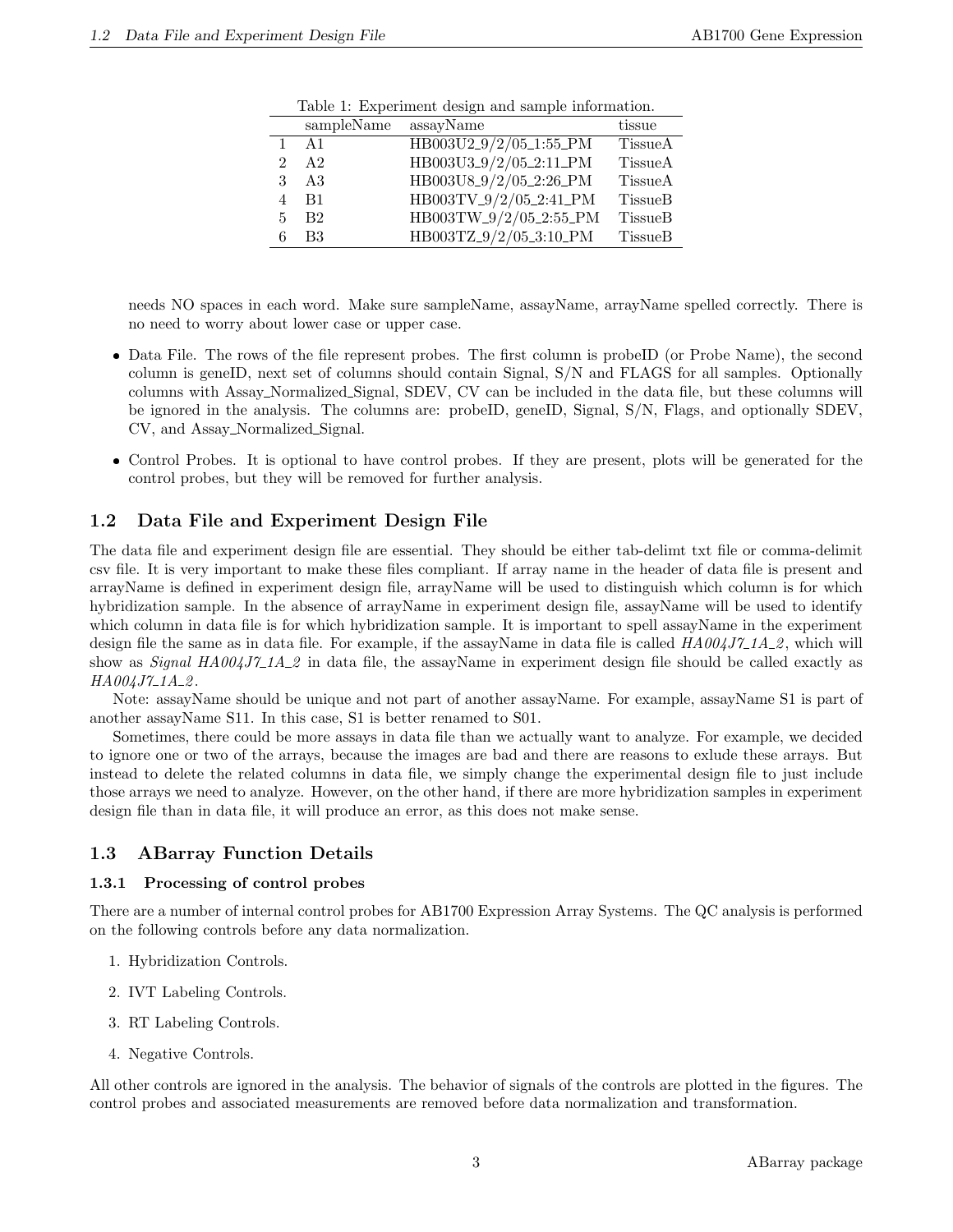Table 1: Experiment design and sample information.

| | sampleName | assayName | tissue |
|---|---|---|---|
| 1 | A1 | HB003U2_9/2/05_1:55_PM | TissueA |
| 2 | A2 | HB003U3_9/2/05_2:11_PM | TissueA |
| 3 | A3 | HB003U8_9/2/05_2:26_PM | TissueA |
| 4 | B1 | HB003TV_9/2/05_2:41_PM | TissueB |
| 5 | B2 | HB003TW_9/2/05_2:55_PM | TissueB |
| 6 | B3 | HB003TZ_9/2/05_3:10_PM | TissueB |

needs NO spaces in each word. Make sure sampleName, assayName, arrayName spelled correctly. There is no need to worry about lower case or upper case.

- Data File. The rows of the file represent probes. The first column is probeID (or Probe Name), the second column is geneID, next set of columns should contain Signal, S/N and FLAGS for all samples. Optionally columns with Assay_Normalized_Signal, SDEV, CV can be included in the data file, but these columns will be ignored in the analysis. The columns are: probeID, geneID, Signal, S/N, Flags, and optionally SDEV, CV, and Assay_Normalized_Signal.
- Control Probes. It is optional to have control probes. If they are present, plots will be generated for the control probes, but they will be removed for further analysis.

## 1.2 Data File and Experiment Design File

The data file and experiment design file are essential. They should be either tab-delimt txt file or comma-delimit csv file. It is very important to make these files compliant. If array name in the header of data file is present and arrayName is defined in experiment design file, arrayName will be used to distinguish which column is for which hybridization sample. In the absence of arrayName in experiment design file, assayName will be used to identify which column in data file is for which hybridization sample. It is important to spell assayName in the experiment design file the same as in data file. For example, if the assayName in data file is called *HA004J7_1A_2*, which will show as *Signal HA004J7_1A_2* in data file, the assayName in experiment design file should be called exactly as *HA004J7_1A_2*.

Note: assayName should be unique and not part of another assayName. For example, assayName S1 is part of another assayName S11. In this case, S1 is better renamed to S01.

Sometimes, there could be more assays in data file than we actually want to analyze. For example, we decided to ignore one or two of the arrays, because the images are bad and there are reasons to exlude these arrays. But instead to delete the related columns in data file, we simply change the experimental design file to just include those arrays we need to analyze. However, on the other hand, if there are more hybridization samples in experiment design file than in data file, it will produce an error, as this does not make sense.

## 1.3 ABarray Function Details

### 1.3.1 Processing of control probes

There are a number of internal control probes for AB1700 Expression Array Systems. The QC analysis is performed on the following controls before any data normalization.

1. Hybridization Controls.
2. IVT Labeling Controls.
3. RT Labeling Controls.
4. Negative Controls.

All other controls are ignored in the analysis. The behavior of signals of the controls are plotted in the figures. The control probes and associated measurements are removed before data normalization and transformation.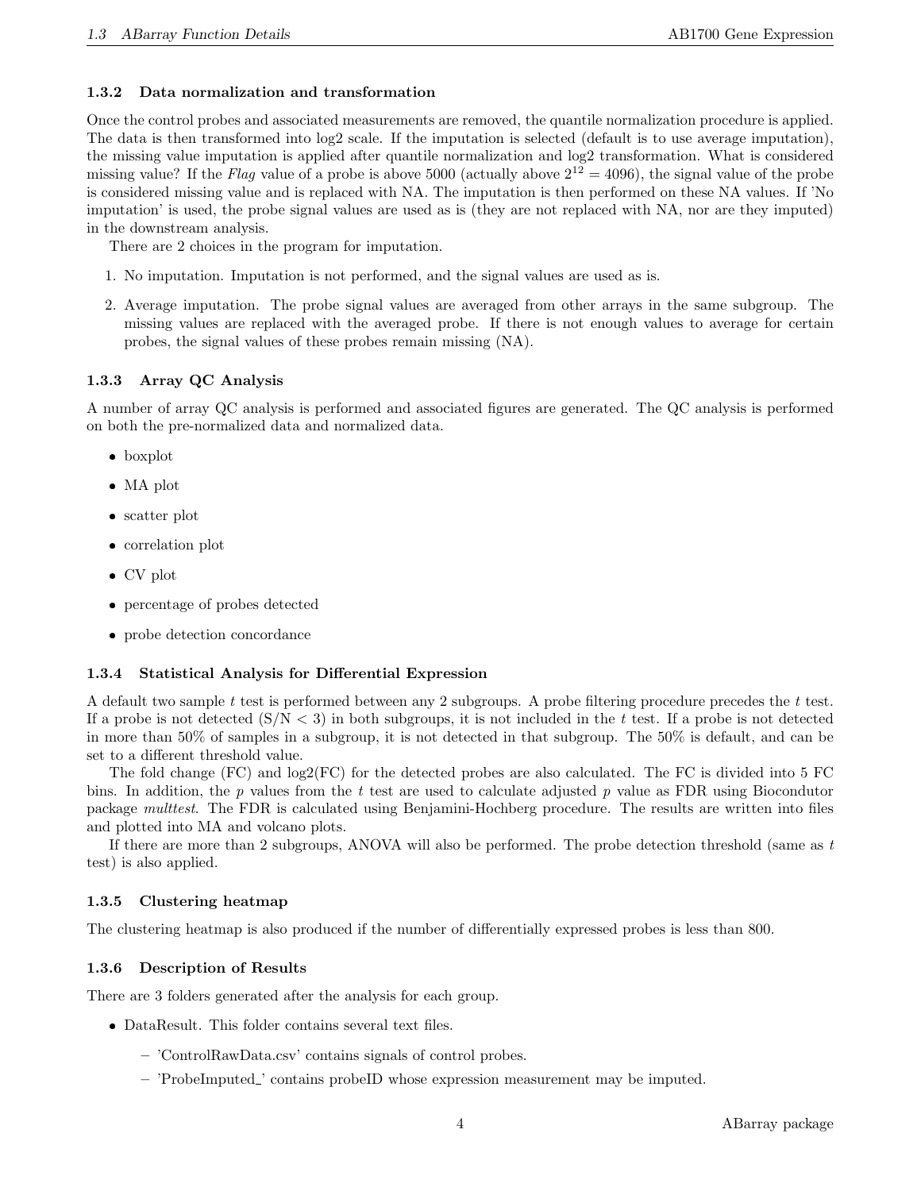### 1.3.2 Data normalization and transformation

Once the control probes and associated measurements are removed, the quantile normalization procedure is applied. The data is then transformed into log2 scale. If the imputation is selected (default is to use average imputation), the missing value imputation is applied after quantile normalization and log2 transformation. What is considered missing value? If the *Flag* value of a probe is above 5000 (actually above $2^{12} = 4096$), the signal value of the probe is considered missing value and is replaced with NA. The imputation is then performed on these NA values. If 'No imputation' is used, the probe signal values are used as is (they are not replaced with NA, nor are they imputed) in the downstream analysis.

There are 2 choices in the program for imputation.

1. No imputation. Imputation is not performed, and the signal values are used as is.
2. Average imputation. The probe signal values are averaged from other arrays in the same subgroup. The missing values are replaced with the averaged probe. If there is not enough values to average for certain probes, the signal values of these probes remain missing (NA).

### 1.3.3 Array QC Analysis

A number of array QC analysis is performed and associated figures are generated. The QC analysis is performed on both the pre-normalized data and normalized data.

- boxplot
- MA plot
- scatter plot
- correlation plot
- CV plot
- percentage of probes detected
- probe detection concordance

### 1.3.4 Statistical Analysis for Differential Expression

A default two sample $t$ test is performed between any 2 subgroups. A probe filtering procedure precedes the $t$ test. If a probe is not detected (S/N < 3) in both subgroups, it is not included in the $t$ test. If a probe is not detected in more than 50% of samples in a subgroup, it is not detected in that subgroup. The 50% is default, and can be set to a different threshold value.

The fold change (FC) and log2(FC) for the detected probes are also calculated. The FC is divided into 5 FC bins. In addition, the $p$ values from the $t$ test are used to calculate adjusted $p$ value as FDR using Biocondutor package *multtest*. The FDR is calculated using Benjamini-Hochberg procedure. The results are written into files and plotted into MA and volcano plots.

If there are more than 2 subgroups, ANOVA will also be performed. The probe detection threshold (same as $t$ test) is also applied.

### 1.3.5 Clustering heatmap

The clustering heatmap is also produced if the number of differentially expressed probes is less than 800.

### 1.3.6 Description of Results

There are 3 folders generated after the analysis for each group.

- DataResult. This folder contains several text files.
  - 'ControlRawData.csv' contains signals of control probes.
  - 'ProbeImputed_' contains probeID whose expression measurement may be imputed.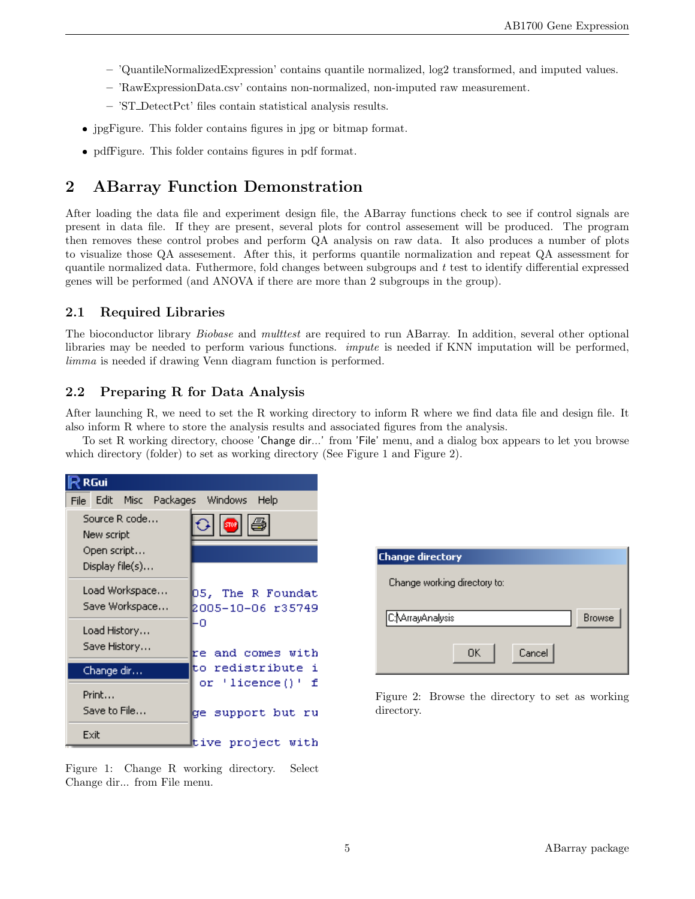- 'QuantileNormalizedExpression' contains quantile normalized, log2 transformed, and imputed values.
  - 'RawExpressionData.csv' contains non-normalized, non-imputed raw measurement.
  - 'ST_DetectPct' files contain statistical analysis results.
- jpgFigure. This folder contains figures in jpg or bitmap format.
- pdfFigure. This folder contains figures in pdf format.

## 2 ABarray Function Demonstration

After loading the data file and experiment design file, the ABarray functions check to see if control signals are present in data file. If they are present, several plots for control assesement will be produced. The program then removes these control probes and perform QA analysis on raw data. It also produces a number of plots to visualize those QA assesement. After this, it performs quantile normalization and repeat QA assessment for quantile normalized data. Futhermore, fold changes between subgroups and $t$ test to identify differential expressed genes will be performed (and ANOVA if there are more than 2 subgroups in the group).

### 2.1 Required Libraries

The bioconductor library *Biobase* and *multtest* are required to run ABarray. In addition, several other optional libraries may be needed to perform various functions. *impute* is needed if KNN imputation will be performed, *limma* is needed if drawing Venn diagram function is performed.

### 2.2 Preparing R for Data Analysis

After launching R, we need to set the R working directory to inform R where we find data file and design file. It also inform R where to store the analysis results and associated figures from the analysis.

To set R working directory, choose 'Change dir...' from 'File' menu, and a dialog box appears to let you browse which directory (folder) to set as working directory (See Figure 1 and Figure 2).

Figure 1: Change R working directory. Select Change dir... from File menu.

Figure 2: Browse the directory to set as working directory.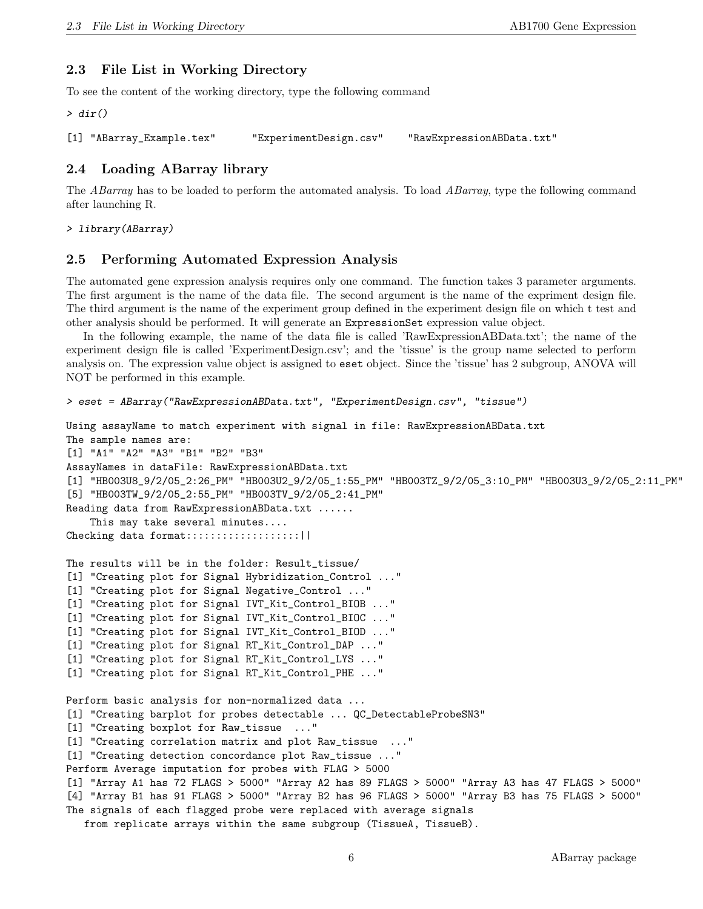## 2.3 File List in Working Directory

To see the content of the working directory, type the following command

```
> dir()
```

```
[1] "ABarray_Example.tex"      "ExperimentDesign.csv"    "RawExpressionABData.txt"
```

## 2.4 Loading ABarray library

The *ABarray* has to be loaded to perform the automated analysis. To load *ABarray*, type the following command after launching R.

```
> library(ABarray)
```

## 2.5 Performing Automated Expression Analysis

The automated gene expression analysis requires only one command. The function takes 3 parameter arguments. The first argument is the name of the data file. The second argument is the name of the expriment design file. The third argument is the name of the experiment group defined in the experiment design file on which t test and other analysis should be performed. It will generate an ExpressionSet expression value object.

In the following example, the name of the data file is called 'RawExpressionABData.txt'; the name of the experiment design file is called 'ExperimentDesign.csv'; and the 'tissue' is the group name selected to perform analysis on. The expression value object is assigned to eset object. Since the 'tissue' has 2 subgroup, ANOVA will NOT be performed in this example.

```
> eset = ABarray("RawExpressionABData.txt", "ExperimentDesign.csv", "tissue")
```

```
Using assayName to match experiment with signal in file: RawExpressionABData.txt
The sample names are:
[1] "A1" "A2" "A3" "B1" "B2" "B3"
AssayNames in dataFile: RawExpressionABData.txt
[1] "HB003U8_9/2/05_2:26_PM" "HB003U2_9/2/05_1:55_PM" "HB003TZ_9/2/05_3:10_PM" "HB003U3_9/2/05_2:11_PM"
[5] "HB003TW_9/2/05_2:55_PM" "HB003TV_9/2/05_2:41_PM"
Reading data from RawExpressionABData.txt ......
    This may take several minutes....
Checking data format::::::::::::::::::||

The results will be in the folder: Result_tissue/
[1] "Creating plot for Signal Hybridization_Control ..."
[1] "Creating plot for Signal Negative_Control ..."
[1] "Creating plot for Signal IVT_Kit_Control_BIOB ..."
[1] "Creating plot for Signal IVT_Kit_Control_BIOC ..."
[1] "Creating plot for Signal IVT_Kit_Control_BIOD ..."
[1] "Creating plot for Signal RT_Kit_Control_DAP ..."
[1] "Creating plot for Signal RT_Kit_Control_LYS ..."
[1] "Creating plot for Signal RT_Kit_Control_PHE ..."

Perform basic analysis for non-normalized data ...
[1] "Creating barplot for probes detectable ... QC_DetectableProbeSN3"
[1] "Creating boxplot for Raw_tissue  ..."
[1] "Creating correlation matrix and plot Raw_tissue  ..."
[1] "Creating detection concordance plot Raw_tissue ..."
Perform Average imputation for probes with FLAG > 5000
[1] "Array A1 has 72 FLAGS > 5000" "Array A2 has 89 FLAGS > 5000" "Array A3 has 47 FLAGS > 5000"
[4] "Array B1 has 91 FLAGS > 5000" "Array B2 has 96 FLAGS > 5000" "Array B3 has 75 FLAGS > 5000"
The signals of each flagged probe were replaced with average signals
   from replicate arrays within the same subgroup (TissueA, TissueB).
```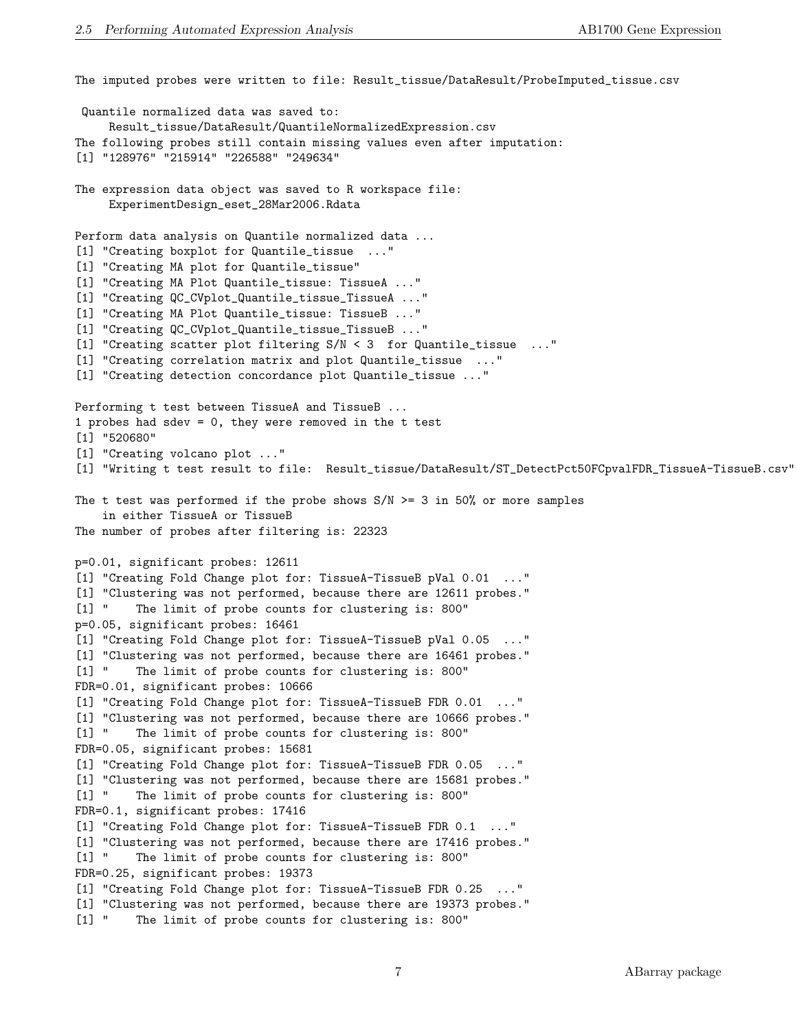```
The imputed probes were written to file: Result_tissue/DataResult/ProbeImputed_tissue.csv

 Quantile normalized data was saved to:
     Result_tissue/DataResult/QuantileNormalizedExpression.csv
The following probes still contain missing values even after imputation:
[1] "128976" "215914" "226588" "249634"

The expression data object was saved to R workspace file:
     ExperimentDesign_eset_28Mar2006.Rdata

Perform data analysis on Quantile normalized data ...
[1] "Creating boxplot for Quantile_tissue  ..."
[1] "Creating MA plot for Quantile_tissue"
[1] "Creating MA Plot Quantile_tissue: TissueA ..."
[1] "Creating QC_CVplot_Quantile_tissue_TissueA ..."
[1] "Creating MA Plot Quantile_tissue: TissueB ..."
[1] "Creating QC_CVplot_Quantile_tissue_TissueB ..."
[1] "Creating scatter plot filtering S/N < 3  for Quantile_tissue  ..."
[1] "Creating correlation matrix and plot Quantile_tissue  ..."
[1] "Creating detection concordance plot Quantile_tissue ..."

Performing t test between TissueA and TissueB ...
1 probes had sdev = 0, they were removed in the t test
[1] "520680"
[1] "Creating volcano plot ..."
[1] "Writing t test result to file:  Result_tissue/DataResult/ST_DetectPct50FCpvalFDR_TissueA-TissueB.csv"

The t test was performed if the probe shows S/N >= 3 in 50% or more samples
    in either TissueA or TissueB
The number of probes after filtering is: 22323

p=0.01, significant probes: 12611
[1] "Creating Fold Change plot for: TissueA-TissueB pVal 0.01  ..."
[1] "Clustering was not performed, because there are 12611 probes."
[1] "    The limit of probe counts for clustering is: 800"
p=0.05, significant probes: 16461
[1] "Creating Fold Change plot for: TissueA-TissueB pVal 0.05  ..."
[1] "Clustering was not performed, because there are 16461 probes."
[1] "    The limit of probe counts for clustering is: 800"
FDR=0.01, significant probes: 10666
[1] "Creating Fold Change plot for: TissueA-TissueB FDR 0.01  ..."
[1] "Clustering was not performed, because there are 10666 probes."
[1] "    The limit of probe counts for clustering is: 800"
FDR=0.05, significant probes: 15681
[1] "Creating Fold Change plot for: TissueA-TissueB FDR 0.05  ..."
[1] "Clustering was not performed, because there are 15681 probes."
[1] "    The limit of probe counts for clustering is: 800"
FDR=0.1, significant probes: 17416
[1] "Creating Fold Change plot for: TissueA-TissueB FDR 0.1  ..."
[1] "Clustering was not performed, because there are 17416 probes."
[1] "    The limit of probe counts for clustering is: 800"
FDR=0.25, significant probes: 19373
[1] "Creating Fold Change plot for: TissueA-TissueB FDR 0.25  ..."
[1] "Clustering was not performed, because there are 19373 probes."
[1] "    The limit of probe counts for clustering is: 800"
```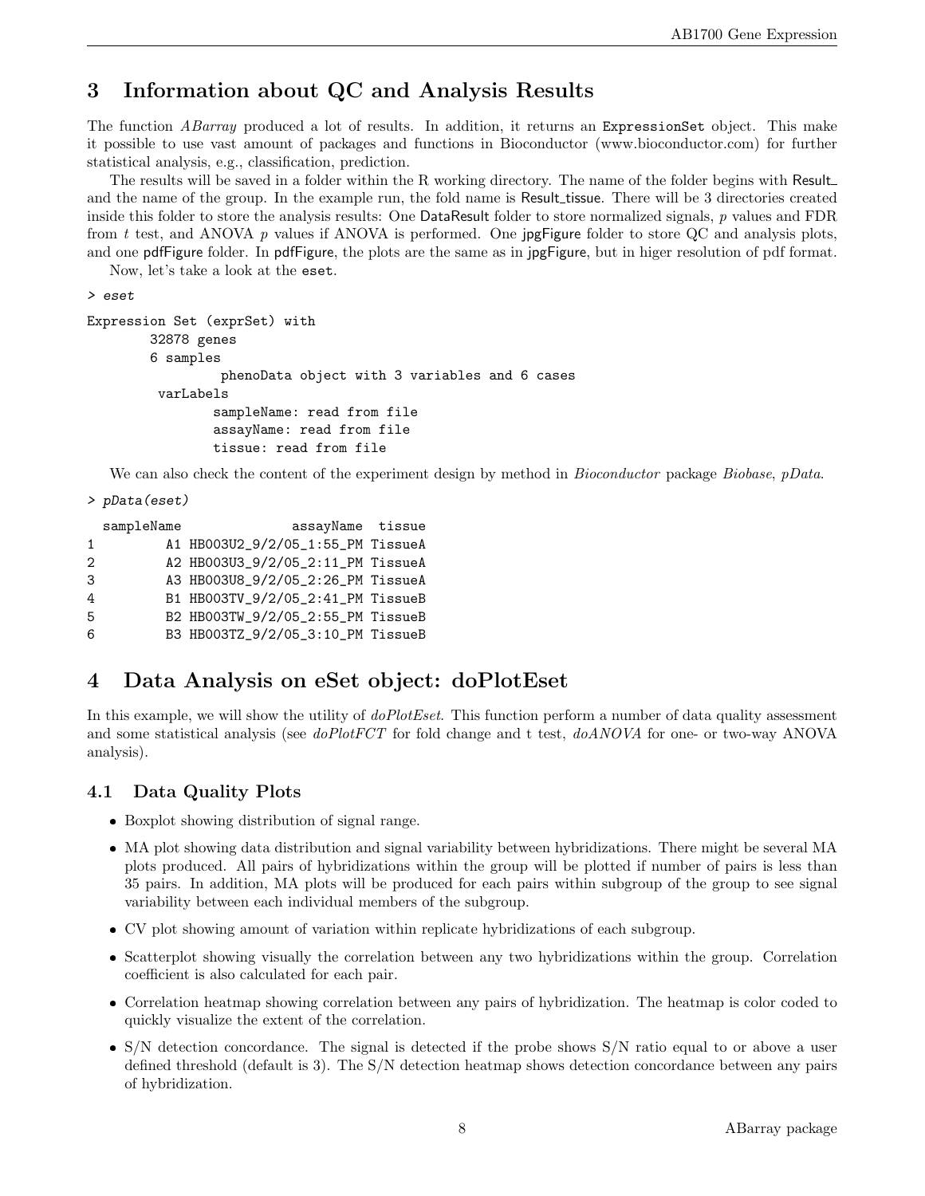## 3 Information about QC and Analysis Results

The function *ABarray* produced a lot of results. In addition, it returns an ExpressionSet object. This make it possible to use vast amount of packages and functions in Bioconductor (www.bioconductor.com) for further statistical analysis, e.g., classification, prediction.

The results will be saved in a folder within the R working directory. The name of the folder begins with Result_ and the name of the group. In the example run, the fold name is Result_tissue. There will be 3 directories created inside this folder to store the analysis results: One DataResult folder to store normalized signals, $p$ values and FDR from $t$ test, and ANOVA $p$ values if ANOVA is performed. One jpgFigure folder to store QC and analysis plots, and one pdfFigure folder. In pdfFigure, the plots are the same as in jpgFigure, but in higer resolution of pdf format.

Now, let's take a look at the eset.

```
> eset

Expression Set (exprSet) with
        32878 genes
        6 samples
                 phenoData object with 3 variables and 6 cases
         varLabels
                sampleName: read from file
                assayName: read from file
                tissue: read from file
```

We can also check the content of the experiment design by method in *Bioconductor* package *Biobase*, *pData*.

```
> pData(eset)

  sampleName              assayName  tissue
1         A1 HB003U2_9/2/05_1:55_PM TissueA
2         A2 HB003U3_9/2/05_2:11_PM TissueA
3         A3 HB003U8_9/2/05_2:26_PM TissueA
4         B1 HB003TV_9/2/05_2:41_PM TissueB
5         B2 HB003TW_9/2/05_2:55_PM TissueB
6         B3 HB003TZ_9/2/05_3:10_PM TissueB
```

## 4 Data Analysis on eSet object: doPlotEset

In this example, we will show the utility of *doPlotEset*. This function perform a number of data quality assessment and some statistical analysis (see *doPlotFCT* for fold change and t test, *doANOVA* for one- or two-way ANOVA analysis).

### 4.1 Data Quality Plots

- Boxplot showing distribution of signal range.
- MA plot showing data distribution and signal variability between hybridizations. There might be several MA plots produced. All pairs of hybridizations within the group will be plotted if number of pairs is less than 35 pairs. In addition, MA plots will be produced for each pairs within subgroup of the group to see signal variability between each individual members of the subgroup.
- CV plot showing amount of variation within replicate hybridizations of each subgroup.
- Scatterplot showing visually the correlation between any two hybridizations within the group. Correlation coefficient is also calculated for each pair.
- Correlation heatmap showing correlation between any pairs of hybridization. The heatmap is color coded to quickly visualize the extent of the correlation.
- S/N detection concordance. The signal is detected if the probe shows S/N ratio equal to or above a user defined threshold (default is 3). The S/N detection heatmap shows detection concordance between any pairs of hybridization.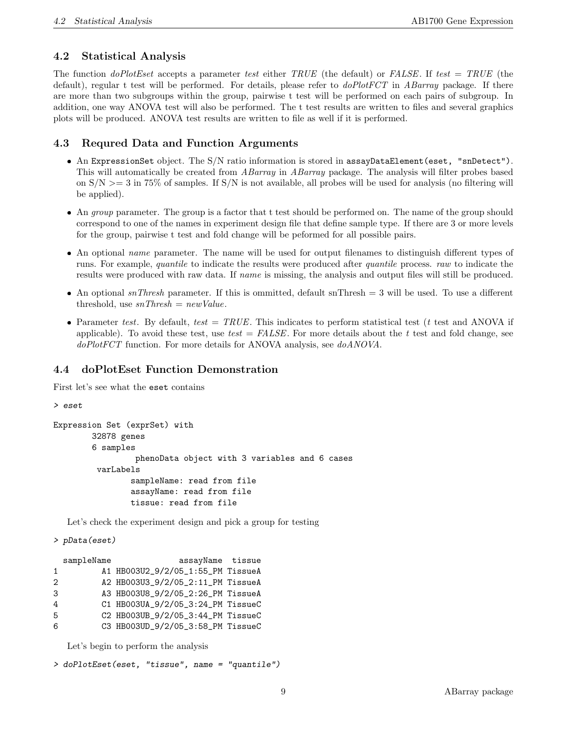## 4.2 Statistical Analysis

The function *doPlotEset* accepts a parameter *test* either *TRUE* (the default) or *FALSE*. If *test = TRUE* (the default), regular t test will be performed. For details, please refer to *doPlotFCT* in *ABarray* package. If there are more than two subgroups within the group, pairwise t test will be performed on each pairs of subgroup. In addition, one way ANOVA test will also be performed. The t test results are written to files and several graphics plots will be produced. ANOVA test results are written to file as well if it is performed.

## 4.3 Requred Data and Function Arguments

- An `ExpressionSet` object. The S/N ratio information is stored in `assayDataElement(eset, "snDetect")`. This will automatically be created from *ABarray* in *ABarray* package. The analysis will filter probes based on S/N >= 3 in 75% of samples. If S/N is not available, all probes will be used for analysis (no filtering will be applied).
- An *group* parameter. The group is a factor that t test should be performed on. The name of the group should correspond to one of the names in experiment design file that define sample type. If there are 3 or more levels for the group, pairwise t test and fold change will be peformed for all possible pairs.
- An optional *name* parameter. The name will be used for output filenames to distinguish different types of runs. For example, *quantile* to indicate the results were produced after *quantile* process. *raw* to indicate the results were produced with raw data. If *name* is missing, the analysis and output files will still be produced.
- An optional *snThresh* parameter. If this is ommitted, default snThresh = 3 will be used. To use a different threshold, use *snThresh = newValue*.
- Parameter *test*. By default, *test = TRUE*. This indicates to perform statistical test (*t* test and ANOVA if applicable). To avoid these test, use *test = FALSE*. For more details about the *t* test and fold change, see *doPlotFCT* function. For more details for ANOVA analysis, see *doANOVA*.

## 4.4 doPlotEset Function Demonstration

First let's see what the `eset` contains

```
> eset

Expression Set (exprSet) with
        32878 genes
        6 samples
                 phenoData object with 3 variables and 6 cases
         varLabels
                sampleName: read from file
                assayName: read from file
                tissue: read from file
```

Let's check the experiment design and pick a group for testing

```
> pData(eset)

  sampleName              assayName  tissue
1         A1 HB003U2_9/2/05_1:55_PM TissueA
2         A2 HB003U3_9/2/05_2:11_PM TissueA
3         A3 HB003U8_9/2/05_2:26_PM TissueA
4         C1 HB003UA_9/2/05_3:24_PM TissueC
5         C2 HB003UB_9/2/05_3:44_PM TissueC
6         C3 HB003UD_9/2/05_3:58_PM TissueC
```

Let's begin to perform the analysis

```
> doPlotEset(eset, "tissue", name = "quantile")
```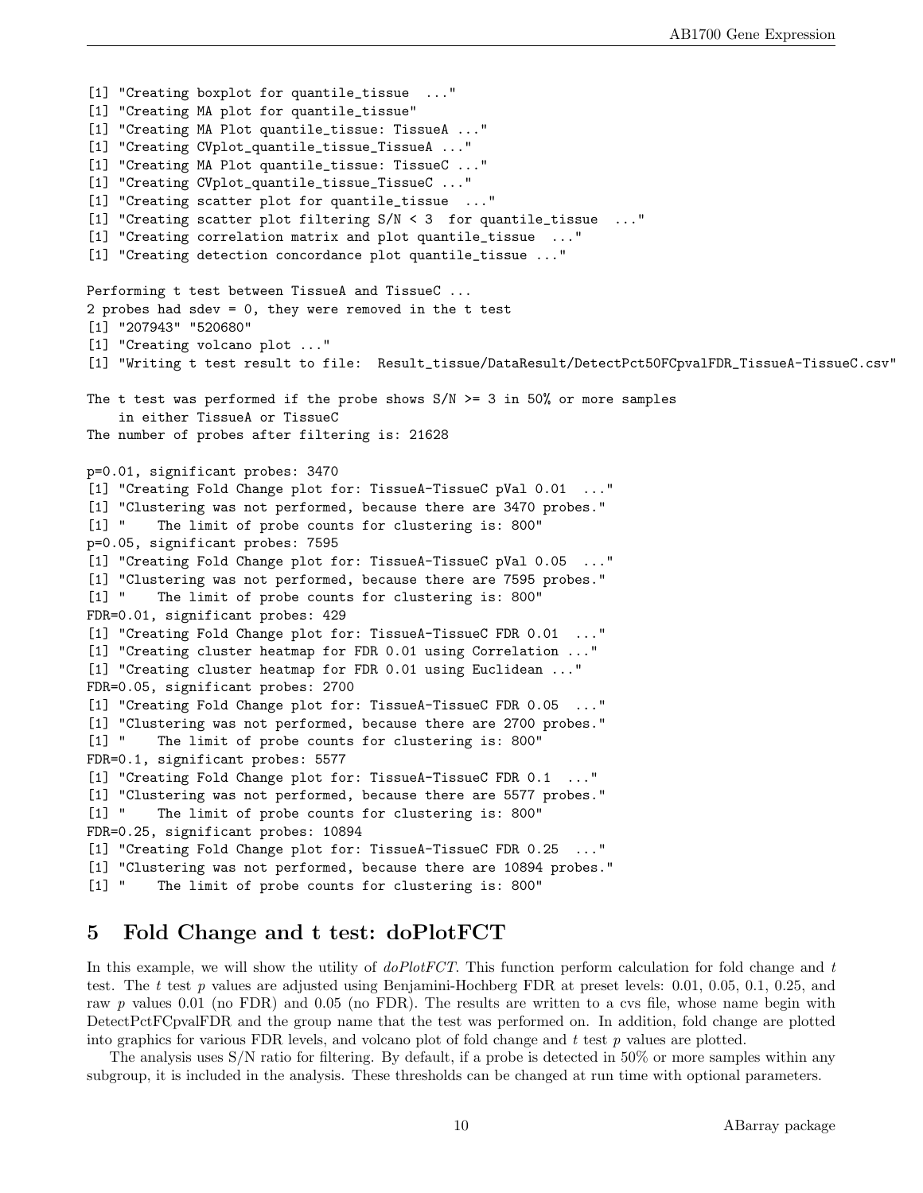```
[1] "Creating boxplot for quantile_tissue  ..."
[1] "Creating MA plot for quantile_tissue"
[1] "Creating MA Plot quantile_tissue: TissueA ..."
[1] "Creating CVplot_quantile_tissue_TissueA ..."
[1] "Creating MA Plot quantile_tissue: TissueC ..."
[1] "Creating CVplot_quantile_tissue_TissueC ..."
[1] "Creating scatter plot for quantile_tissue  ..."
[1] "Creating scatter plot filtering S/N < 3  for quantile_tissue  ..."
[1] "Creating correlation matrix and plot quantile_tissue  ..."
[1] "Creating detection concordance plot quantile_tissue ..."

Performing t test between TissueA and TissueC ...
2 probes had sdev = 0, they were removed in the t test
[1] "207943" "520680"
[1] "Creating volcano plot ..."
[1] "Writing t test result to file:  Result_tissue/DataResult/DetectPct50FCpvalFDR_TissueA-TissueC.csv"

The t test was performed if the probe shows S/N >= 3 in 50% or more samples
    in either TissueA or TissueC
The number of probes after filtering is: 21628

p=0.01, significant probes: 3470
[1] "Creating Fold Change plot for: TissueA-TissueC pVal 0.01  ..."
[1] "Clustering was not performed, because there are 3470 probes."
[1] "    The limit of probe counts for clustering is: 800"
p=0.05, significant probes: 7595
[1] "Creating Fold Change plot for: TissueA-TissueC pVal 0.05  ..."
[1] "Clustering was not performed, because there are 7595 probes."
[1] "    The limit of probe counts for clustering is: 800"
FDR=0.01, significant probes: 429
[1] "Creating Fold Change plot for: TissueA-TissueC FDR 0.01  ..."
[1] "Creating cluster heatmap for FDR 0.01 using Correlation ..."
[1] "Creating cluster heatmap for FDR 0.01 using Euclidean ..."
FDR=0.05, significant probes: 2700
[1] "Creating Fold Change plot for: TissueA-TissueC FDR 0.05  ..."
[1] "Clustering was not performed, because there are 2700 probes."
[1] "    The limit of probe counts for clustering is: 800"
FDR=0.1, significant probes: 5577
[1] "Creating Fold Change plot for: TissueA-TissueC FDR 0.1  ..."
[1] "Clustering was not performed, because there are 5577 probes."
[1] "    The limit of probe counts for clustering is: 800"
FDR=0.25, significant probes: 10894
[1] "Creating Fold Change plot for: TissueA-TissueC FDR 0.25  ..."
[1] "Clustering was not performed, because there are 10894 probes."
[1] "    The limit of probe counts for clustering is: 800"
```

## 5 Fold Change and t test: doPlotFCT

In this example, we will show the utility of *doPlotFCT*. This function perform calculation for fold change and $t$ test. The $t$ test $p$ values are adjusted using Benjamini-Hochberg FDR at preset levels: 0.01, 0.05, 0.1, 0.25, and raw $p$ values 0.01 (no FDR) and 0.05 (no FDR). The results are written to a cvs file, whose name begin with DetectPctFCpvalFDR and the group name that the test was performed on. In addition, fold change are plotted into graphics for various FDR levels, and volcano plot of fold change and $t$ test $p$ values are plotted.

The analysis uses S/N ratio for filtering. By default, if a probe is detected in 50% or more samples within any subgroup, it is included in the analysis. These thresholds can be changed at run time with optional parameters.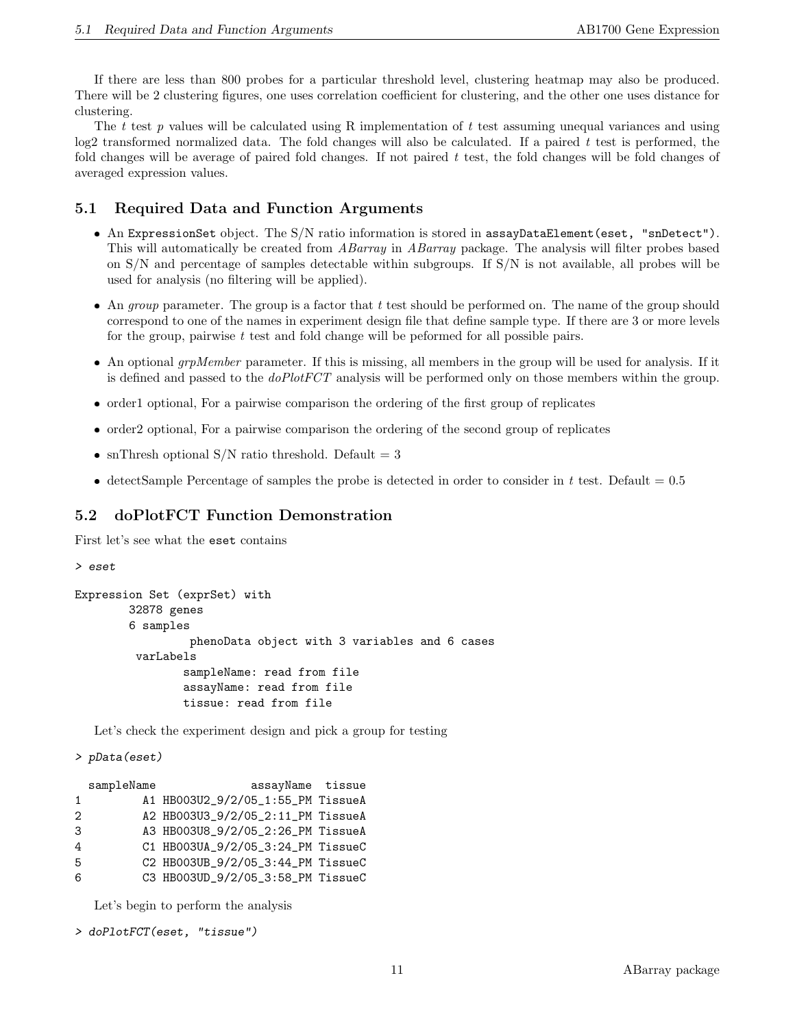If there are less than 800 probes for a particular threshold level, clustering heatmap may also be produced. There will be 2 clustering figures, one uses correlation coefficient for clustering, and the other one uses distance for clustering.

The *t* test *p* values will be calculated using R implementation of *t* test assuming unequal variances and using log2 transformed normalized data. The fold changes will also be calculated. If a paired *t* test is performed, the fold changes will be average of paired fold changes. If not paired *t* test, the fold changes will be fold changes of averaged expression values.

## 5.1 Required Data and Function Arguments

- An `ExpressionSet` object. The S/N ratio information is stored in `assayDataElement(eset, "snDetect")`. This will automatically be created from *ABarray* in *ABarray* package. The analysis will filter probes based on S/N and percentage of samples detectable within subgroups. If S/N is not available, all probes will be used for analysis (no filtering will be applied).
- An *group* parameter. The group is a factor that *t* test should be performed on. The name of the group should correspond to one of the names in experiment design file that define sample type. If there are 3 or more levels for the group, pairwise *t* test and fold change will be peformed for all possible pairs.
- An optional *grpMember* parameter. If this is missing, all members in the group will be used for analysis. If it is defined and passed to the *doPlotFCT* analysis will be performed only on those members within the group.
- order1 optional, For a pairwise comparison the ordering of the first group of replicates
- order2 optional, For a pairwise comparison the ordering of the second group of replicates
- snThresh optional S/N ratio threshold. Default = 3
- detectSample Percentage of samples the probe is detected in order to consider in *t* test. Default = 0.5

## 5.2 doPlotFCT Function Demonstration

First let's see what the `eset` contains

```
> eset

Expression Set (exprSet) with
        32878 genes
        6 samples
                 phenoData object with 3 variables and 6 cases
         varLabels
                sampleName: read from file
                assayName: read from file
                tissue: read from file
```

Let's check the experiment design and pick a group for testing

```
> pData(eset)

  sampleName              assayName  tissue
1         A1 HB003U2_9/2/05_1:55_PM TissueA
2         A2 HB003U3_9/2/05_2:11_PM TissueA
3         A3 HB003U8_9/2/05_2:26_PM TissueA
4         C1 HB003UA_9/2/05_3:24_PM TissueC
5         C2 HB003UB_9/2/05_3:44_PM TissueC
6         C3 HB003UD_9/2/05_3:58_PM TissueC
```

Let's begin to perform the analysis

```
> doPlotFCT(eset, "tissue")
```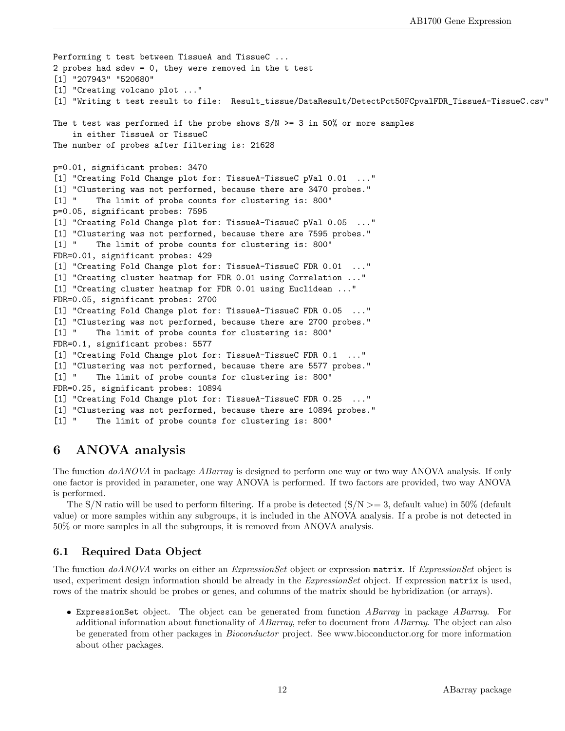```
Performing t test between TissueA and TissueC ...
2 probes had sdev = 0, they were removed in the t test
[1] "207943" "520680"
[1] "Creating volcano plot ..."
[1] "Writing t test result to file:  Result_tissue/DataResult/DetectPct50FCpvalFDR_TissueA-TissueC.csv"

The t test was performed if the probe shows S/N >= 3 in 50% or more samples
    in either TissueA or TissueC
The number of probes after filtering is: 21628

p=0.01, significant probes: 3470
[1] "Creating Fold Change plot for: TissueA-TissueC pVal 0.01  ..."
[1] "Clustering was not performed, because there are 3470 probes."
[1] "    The limit of probe counts for clustering is: 800"
p=0.05, significant probes: 7595
[1] "Creating Fold Change plot for: TissueA-TissueC pVal 0.05  ..."
[1] "Clustering was not performed, because there are 7595 probes."
[1] "    The limit of probe counts for clustering is: 800"
FDR=0.01, significant probes: 429
[1] "Creating Fold Change plot for: TissueA-TissueC FDR 0.01  ..."
[1] "Creating cluster heatmap for FDR 0.01 using Correlation ..."
[1] "Creating cluster heatmap for FDR 0.01 using Euclidean ..."
FDR=0.05, significant probes: 2700
[1] "Creating Fold Change plot for: TissueA-TissueC FDR 0.05  ..."
[1] "Clustering was not performed, because there are 2700 probes."
[1] "    The limit of probe counts for clustering is: 800"
FDR=0.1, significant probes: 5577
[1] "Creating Fold Change plot for: TissueA-TissueC FDR 0.1  ..."
[1] "Clustering was not performed, because there are 5577 probes."
[1] "    The limit of probe counts for clustering is: 800"
FDR=0.25, significant probes: 10894
[1] "Creating Fold Change plot for: TissueA-TissueC FDR 0.25  ..."
[1] "Clustering was not performed, because there are 10894 probes."
[1] "    The limit of probe counts for clustering is: 800"
```

# 6 ANOVA analysis

The function *doANOVA* in package *ABarray* is designed to perform one way or two way ANOVA analysis. If only one factor is provided in parameter, one way ANOVA is performed. If two factors are provided, two way ANOVA is performed.

The S/N ratio will be used to perform filtering. If a probe is detected (S/N >= 3, default value) in 50% (default value) or more samples within any subgroups, it is included in the ANOVA analysis. If a probe is not detected in 50% or more samples in all the subgroups, it is removed from ANOVA analysis.

## 6.1 Required Data Object

The function *doANOVA* works on either an *ExpressionSet* object or expression `matrix`. If *ExpressionSet* object is used, experiment design information should be already in the *ExpressionSet* object. If expression `matrix` is used, rows of the matrix should be probes or genes, and columns of the matrix should be hybridization (or arrays).

- `ExpressionSet` object. The object can be generated from function *ABarray* in package *ABarray*. For additional information about functionality of *ABarray*, refer to document from *ABarray*. The object can also be generated from other packages in *Bioconductor* project. See www.bioconductor.org for more information about other packages.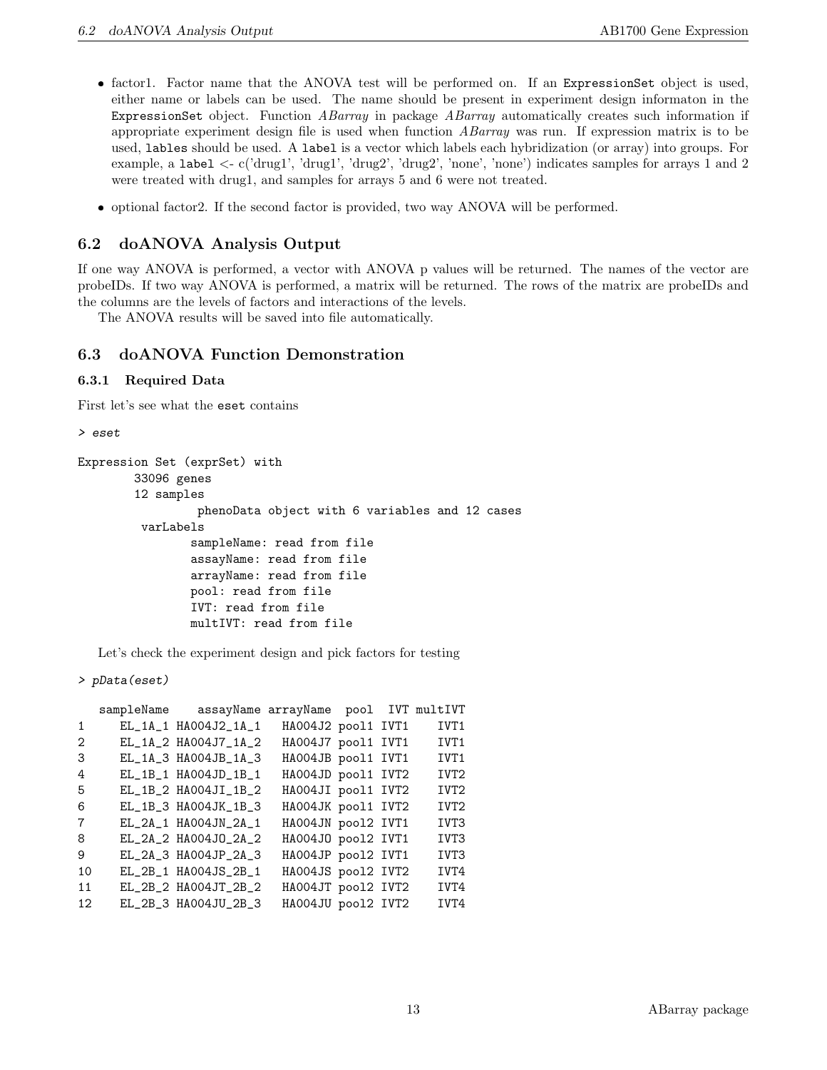- factor1. Factor name that the ANOVA test will be performed on. If an `ExpressionSet` object is used, either name or labels can be used. The name should be present in experiment design informaton in the `ExpressionSet` object. Function *ABarray* in package *ABarray* automatically creates such information if appropriate experiment design file is used when function *ABarray* was run. If expression matrix is to be used, `lables` should be used. A `label` is a vector which labels each hybridization (or array) into groups. For example, a `label` <- c('drug1', 'drug1', 'drug2', 'drug2', 'none', 'none') indicates samples for arrays 1 and 2 were treated with drug1, and samples for arrays 5 and 6 were not treated.

- optional factor2. If the second factor is provided, two way ANOVA will be performed.

## 6.2 doANOVA Analysis Output

If one way ANOVA is performed, a vector with ANOVA p values will be returned. The names of the vector are probeIDs. If two way ANOVA is performed, a matrix will be returned. The rows of the matrix are probeIDs and the columns are the levels of factors and interactions of the levels.

The ANOVA results will be saved into file automatically.

## 6.3 doANOVA Function Demonstration

### 6.3.1 Required Data

First let's see what the `eset` contains

```
> eset

Expression Set (exprSet) with
        33096 genes
        12 samples
                 phenoData object with 6 variables and 12 cases
         varLabels
                sampleName: read from file
                assayName: read from file
                arrayName: read from file
                pool: read from file
                IVT: read from file
                multIVT: read from file
```

Let's check the experiment design and pick factors for testing

```
> pData(eset)

   sampleName    assayName arrayName  pool  IVT multIVT
1     EL_1A_1 HA004J2_1A_1   HA004J2 pool1 IVT1    IVT1
2     EL_1A_2 HA004J7_1A_2   HA004J7 pool1 IVT1    IVT1
3     EL_1A_3 HA004JB_1A_3   HA004JB pool1 IVT1    IVT1
4     EL_1B_1 HA004JD_1B_1   HA004JD pool1 IVT2    IVT2
5     EL_1B_2 HA004JI_1B_2   HA004JI pool1 IVT2    IVT2
6     EL_1B_3 HA004JK_1B_3   HA004JK pool1 IVT2    IVT2
7     EL_2A_1 HA004JN_2A_1   HA004JN pool2 IVT1    IVT3
8     EL_2A_2 HA004JO_2A_2   HA004JO pool2 IVT1    IVT3
9     EL_2A_3 HA004JP_2A_3   HA004JP pool2 IVT1    IVT3
10    EL_2B_1 HA004JS_2B_1   HA004JS pool2 IVT2    IVT4
11    EL_2B_2 HA004JT_2B_2   HA004JT pool2 IVT2    IVT4
12    EL_2B_3 HA004JU_2B_3   HA004JU pool2 IVT2    IVT4
```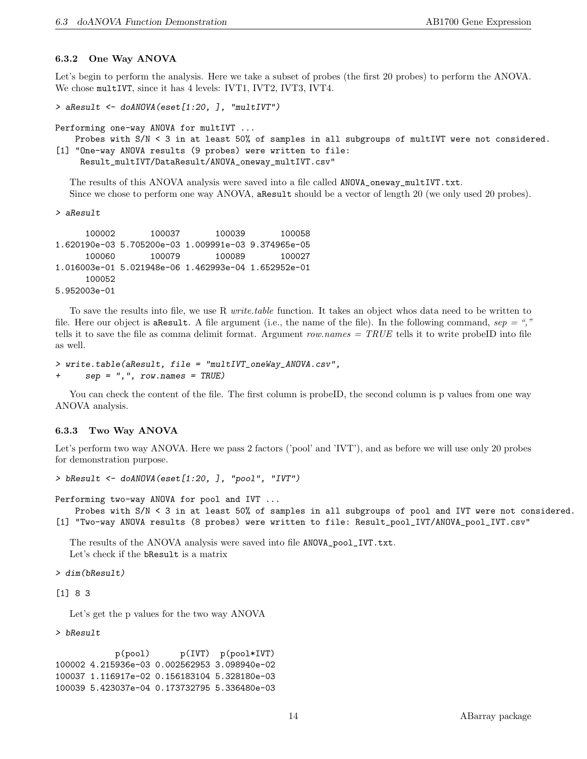### 6.3.2 One Way ANOVA

Let's begin to perform the analysis. Here we take a subset of probes (the first 20 probes) to perform the ANOVA. We chose `multIVT`, since it has 4 levels: IVT1, IVT2, IVT3, IVT4.

```
> aResult <- doANOVA(eset[1:20, ], "multIVT")

Performing one-way ANOVA for multIVT ...
    Probes with S/N < 3 in at least 50% of samples in all subgroups of multIVT were not considered.
[1] "One-way ANOVA results (9 probes) were written to file:
     Result_multIVT/DataResult/ANOVA_oneway_multIVT.csv"
```

The results of this ANOVA analysis were saved into a file called `ANOVA_oneway_multIVT.txt`.

Since we chose to perform one way ANOVA, `aResult` should be a vector of length 20 (we only used 20 probes).

```
> aResult

      100002       100037       100039       100058
1.620190e-03 5.705200e-03 1.009991e-03 9.374965e-05
      100060       100079       100089       100027
1.016003e-01 5.021948e-06 1.462993e-04 1.652952e-01
      100052
5.952003e-01
```

To save the results into file, we use R *write.table* function. It takes an object whos data need to be written to file. Here our object is `aResult`. A file argument (i.e., the name of the file). In the following command, *sep = ","* tells it to save the file as comma delimit format. Argument *row.names = TRUE* tells it to write probeID into file as well.

```
> write.table(aResult, file = "multIVT_oneWay_ANOVA.csv",
+     sep = ",", row.names = TRUE)
```

You can check the content of the file. The first column is probeID, the second column is p values from one way ANOVA analysis.

### 6.3.3 Two Way ANOVA

Let's perform two way ANOVA. Here we pass 2 factors ('pool' and 'IVT'), and as before we will use only 20 probes for demonstration purpose.

```
> bResult <- doANOVA(eset[1:20, ], "pool", "IVT")

Performing two-way ANOVA for pool and IVT ...
    Probes with S/N < 3 in at least 50% of samples in all subgroups of pool and IVT were not considered.
[1] "Two-way ANOVA results (8 probes) were written to file: Result_pool_IVT/ANOVA_pool_IVT.csv"
```

The results of the ANOVA analysis were saved into file `ANOVA_pool_IVT.txt`.

Let's check if the `bResult` is a matrix

```
> dim(bResult)

[1] 8 3
```

Let's get the p values for the two way ANOVA

```
> bResult

            p(pool)      p(IVT)  p(pool*IVT)
100002 4.215936e-03 0.002562953 3.098940e-02
100037 1.116917e-02 0.156183104 5.328180e-03
100039 5.423037e-04 0.173732795 5.336480e-03
```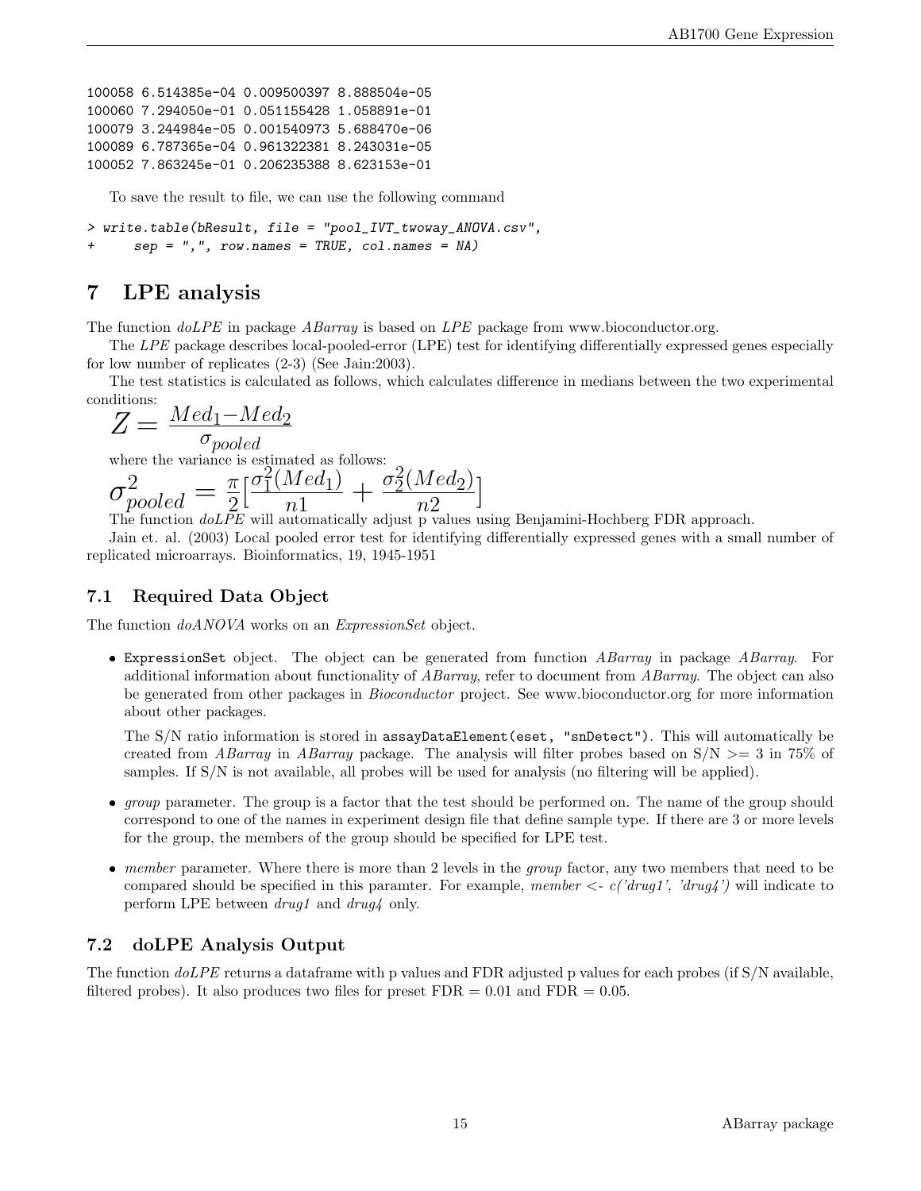```
100058 6.514385e-04 0.009500397 8.888504e-05
100060 7.294050e-01 0.051155428 1.058891e-01
100079 3.244984e-05 0.001540973 5.688470e-06
100089 6.787365e-04 0.961322381 8.243031e-05
100052 7.863245e-01 0.206235388 8.623153e-01
```

To save the result to file, we can use the following command

```
> write.table(bResult, file = "pool_IVT_twoway_ANOVA.csv",
+     sep = ",", row.names = TRUE, col.names = NA)
```

# 7 LPE analysis

The function *doLPE* in package *ABarray* is based on *LPE* package from www.bioconductor.org.

The *LPE* package describes local-pooled-error (LPE) test for identifying differentially expressed genes especially for low number of replicates (2-3) (See Jain:2003).

The test statistics is calculated as follows, which calculates difference in medians between the two experimental conditions:

$$Z = \frac{Med_1 - Med_2}{\sigma_{pooled}}$$

where the variance is estimated as follows:

$$\sigma^2_{pooled} = \frac{\pi}{2}\left[\frac{\sigma^2_1(Med_1)}{n1} + \frac{\sigma^2_2(Med_2)}{n2}\right]$$

The function *doLPE* will automatically adjust p values using Benjamini-Hochberg FDR approach.

Jain et. al. (2003) Local pooled error test for identifying differentially expressed genes with a small number of replicated microarrays. Bioinformatics, 19, 1945-1951

## 7.1 Required Data Object

The function *doANOVA* works on an *ExpressionSet* object.

- `ExpressionSet` object. The object can be generated from function *ABarray* in package *ABarray*. For additional information about functionality of *ABarray*, refer to document from *ABarray*. The object can also be generated from other packages in *Bioconductor* project. See www.bioconductor.org for more information about other packages.

  The S/N ratio information is stored in `assayDataElement(eset, "snDetect")`. This will automatically be created from *ABarray* in *ABarray* package. The analysis will filter probes based on S/N >= 3 in 75% of samples. If S/N is not available, all probes will be used for analysis (no filtering will be applied).

- *group* parameter. The group is a factor that the test should be performed on. The name of the group should correspond to one of the names in experiment design file that define sample type. If there are 3 or more levels for the group, the members of the group should be specified for LPE test.

- *member* parameter. Where there is more than 2 levels in the *group* factor, any two members that need to be compared should be specified in this paramter. For example, *member <- c('drug1', 'drug4')* will indicate to perform LPE between *drug1* and *drug4* only.

## 7.2 doLPE Analysis Output

The function *doLPE* returns a dataframe with p values and FDR adjusted p values for each probes (if S/N available, filtered probes). It also produces two files for preset FDR = 0.01 and FDR = 0.05.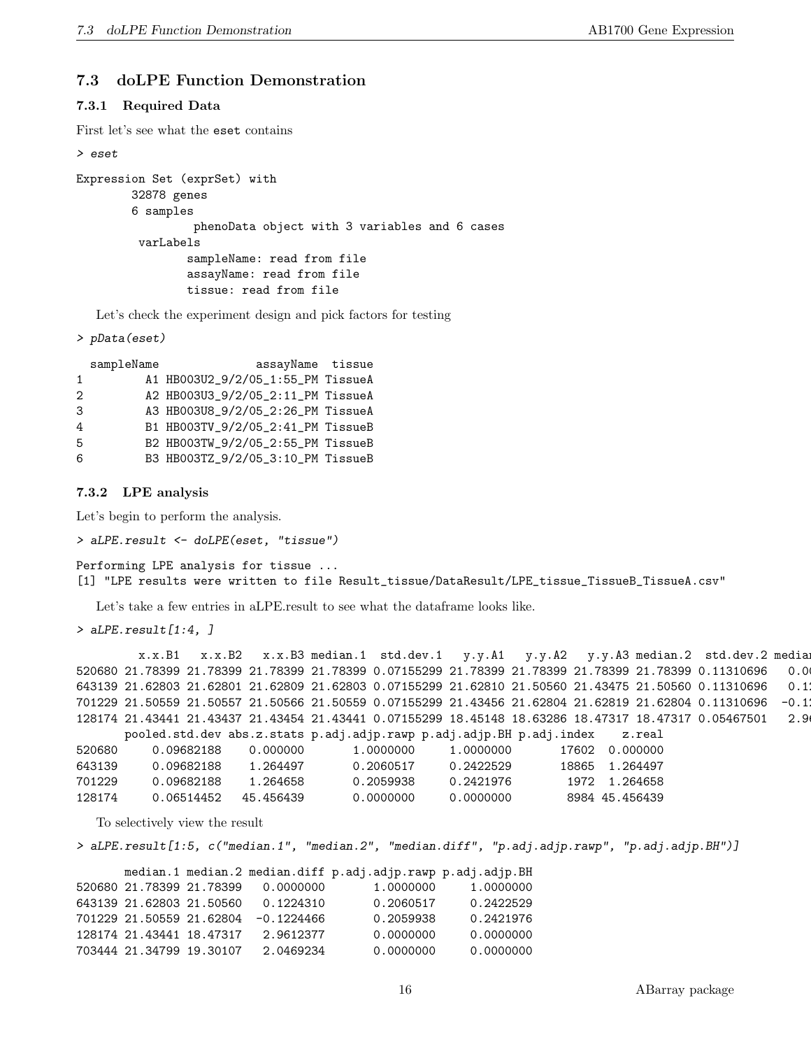## 7.3 doLPE Function Demonstration

### 7.3.1 Required Data

First let's see what the eset contains

```
> eset
```

```
Expression Set (exprSet) with
        32878 genes
        6 samples
                 phenoData object with 3 variables and 6 cases
         varLabels
                sampleName: read from file
                assayName: read from file
                tissue: read from file
```

Let's check the experiment design and pick factors for testing

```
> pData(eset)
```

```
  sampleName              assayName  tissue
1         A1 HB003U2_9/2/05_1:55_PM TissueA
2         A2 HB003U3_9/2/05_2:11_PM TissueA
3         A3 HB003U8_9/2/05_2:26_PM TissueA
4         B1 HB003TV_9/2/05_2:41_PM TissueB
5         B2 HB003TW_9/2/05_2:55_PM TissueB
6         B3 HB003TZ_9/2/05_3:10_PM TissueB
```

### 7.3.2 LPE analysis

Let's begin to perform the analysis.

```
> aLPE.result <- doLPE(eset, "tissue")
```

```
Performing LPE analysis for tissue ...
[1] "LPE results were written to file Result_tissue/DataResult/LPE_tissue_TissueB_TissueA.csv"
```

Let's take a few entries in aLPE.result to see what the dataframe looks like.

```
> aLPE.result[1:4, ]
```

```
         x.x.B1   x.x.B2   x.x.B3 median.1  std.dev.1   y.y.A1   y.y.A2   y.y.A3 median.2  std.dev.2 mediar
520680 21.78399 21.78399 21.78399 21.78399 0.07155299 21.78399 21.78399 21.78399 21.78399 0.11310696   0.0
643139 21.62803 21.62801 21.62809 21.62803 0.07155299 21.62810 21.50560 21.43475 21.50560 0.11310696   0.1
701229 21.50559 21.50557 21.50566 21.50559 0.07155299 21.43456 21.62804 21.62819 21.62804 0.11310696  -0.1
128174 21.43441 21.43437 21.43454 21.43441 0.07155299 18.45148 18.63286 18.47317 18.47317 0.05467501   2.9
       pooled.std.dev abs.z.stats p.adj.adjp.rawp p.adj.adjp.BH p.adj.index    z.real
520680     0.09682188    0.000000       1.0000000     1.0000000       17602  0.000000
643139     0.09682188    1.264497       0.2060517     0.2422529       18865  1.264497
701229     0.09682188    1.264658       0.2059938     0.2421976        1972  1.264658
128174     0.06514452   45.456439       0.0000000     0.0000000        8984 45.456439
```

To selectively view the result

```
> aLPE.result[1:5, c("median.1", "median.2", "median.diff", "p.adj.adjp.rawp", "p.adj.adjp.BH")]
```

```
       median.1 median.2 median.diff p.adj.adjp.rawp p.adj.adjp.BH
520680 21.78399 21.78399   0.0000000       1.0000000     1.0000000
643139 21.62803 21.50560   0.1224310       0.2060517     0.2422529
701229 21.50559 21.62804  -0.1224466       0.2059938     0.2421976
128174 21.43441 18.47317   2.9612377       0.0000000     0.0000000
703444 21.34799 19.30107   2.0469234       0.0000000     0.0000000
```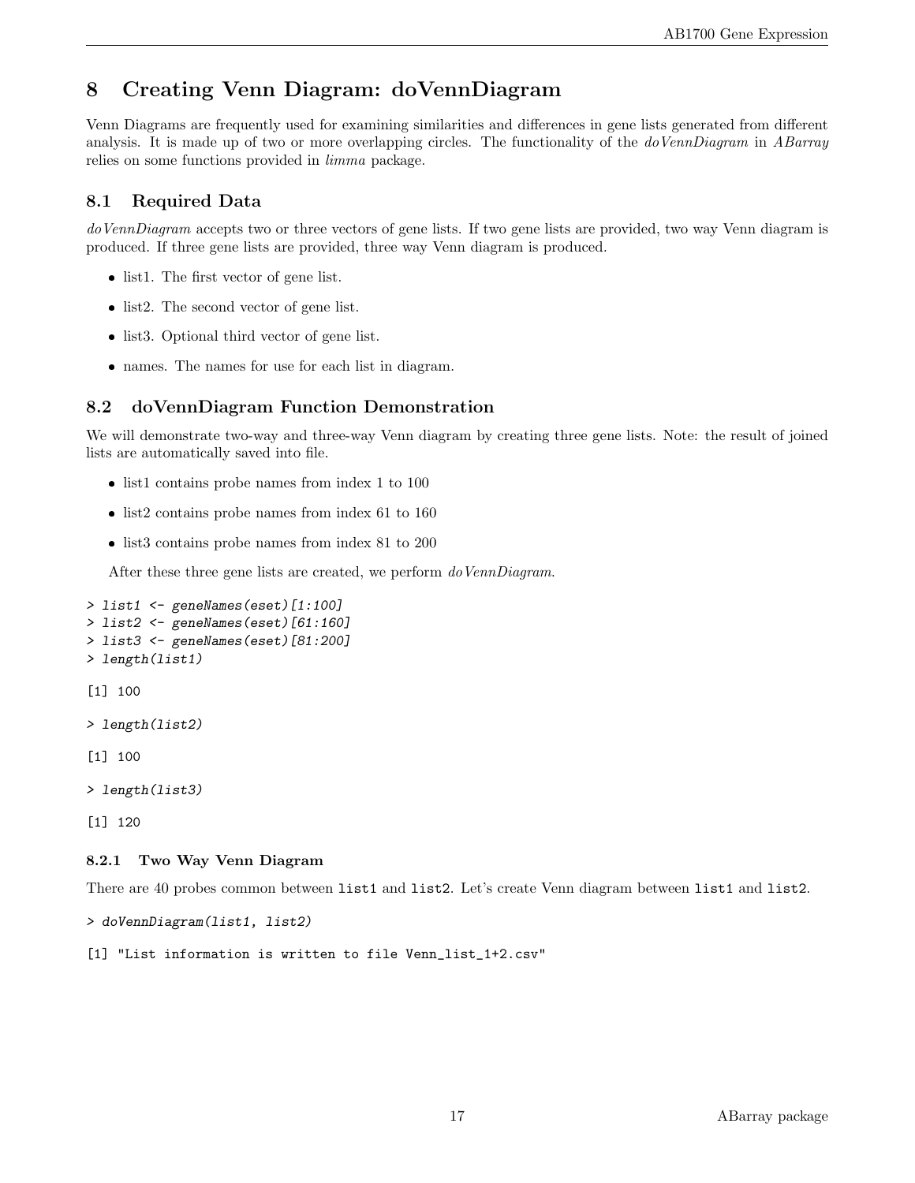# 8 Creating Venn Diagram: doVennDiagram

Venn Diagrams are frequently used for examining similarities and differences in gene lists generated from different analysis. It is made up of two or more overlapping circles. The functionality of the *doVennDiagram* in *ABarray* relies on some functions provided in *limma* package.

## 8.1 Required Data

*doVennDiagram* accepts two or three vectors of gene lists. If two gene lists are provided, two way Venn diagram is produced. If three gene lists are provided, three way Venn diagram is produced.

- list1. The first vector of gene list.
- list2. The second vector of gene list.
- list3. Optional third vector of gene list.
- names. The names for use for each list in diagram.

## 8.2 doVennDiagram Function Demonstration

We will demonstrate two-way and three-way Venn diagram by creating three gene lists. Note: the result of joined lists are automatically saved into file.

- list1 contains probe names from index 1 to 100
- list2 contains probe names from index 61 to 160
- list3 contains probe names from index 81 to 200

After these three gene lists are created, we perform *doVennDiagram*.

```
> list1 <- geneNames(eset)[1:100]
> list2 <- geneNames(eset)[61:160]
> list3 <- geneNames(eset)[81:200]
> length(list1)

[1] 100

> length(list2)

[1] 100

> length(list3)

[1] 120
```

### 8.2.1 Two Way Venn Diagram

There are 40 probes common between `list1` and `list2`. Let's create Venn diagram between `list1` and `list2`.

```
> doVennDiagram(list1, list2)

[1] "List information is written to file Venn_list_1+2.csv"
```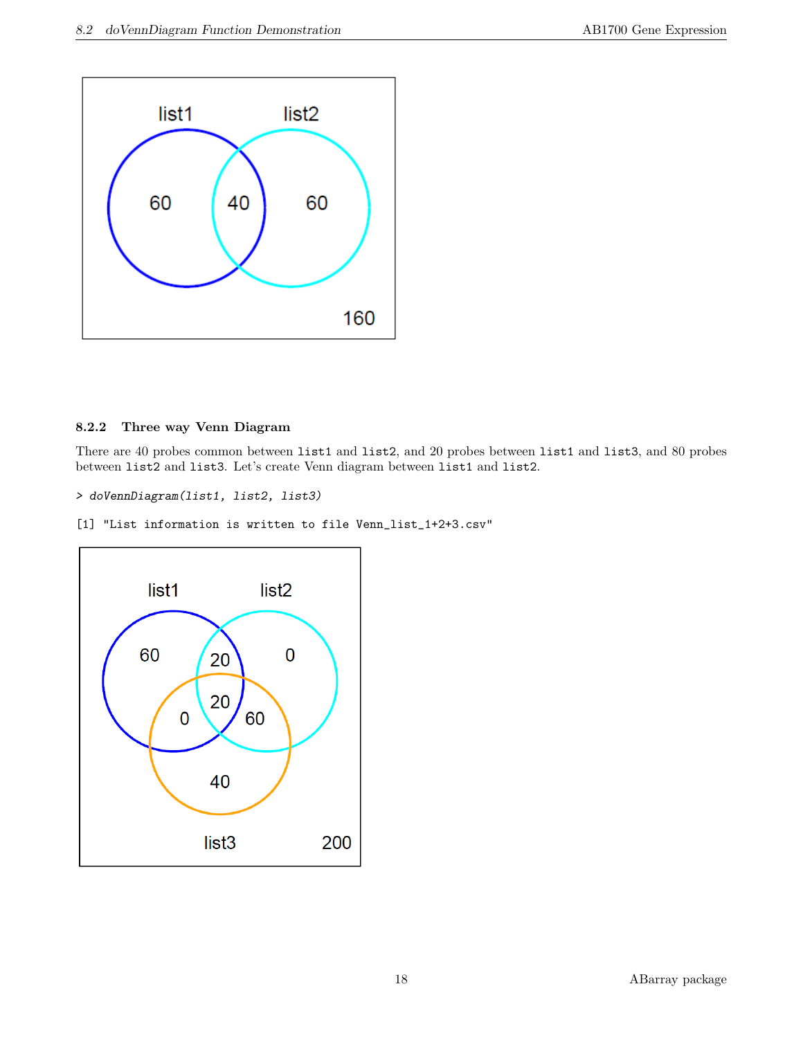list1
list2
60
40
60
160

### 8.2.2 Three way Venn Diagram

There are 40 probes common between `list1` and `list2`, and 20 probes between `list1` and `list3`, and 80 probes between `list2` and `list3`. Let's create Venn diagram between `list1` and `list2`.

```
> doVennDiagram(list1, list2, list3)
```

```
[1] "List information is written to file Venn_list_1+2+3.csv"
```

list1
list2
60
20
0
20
0
60
40
list3
200